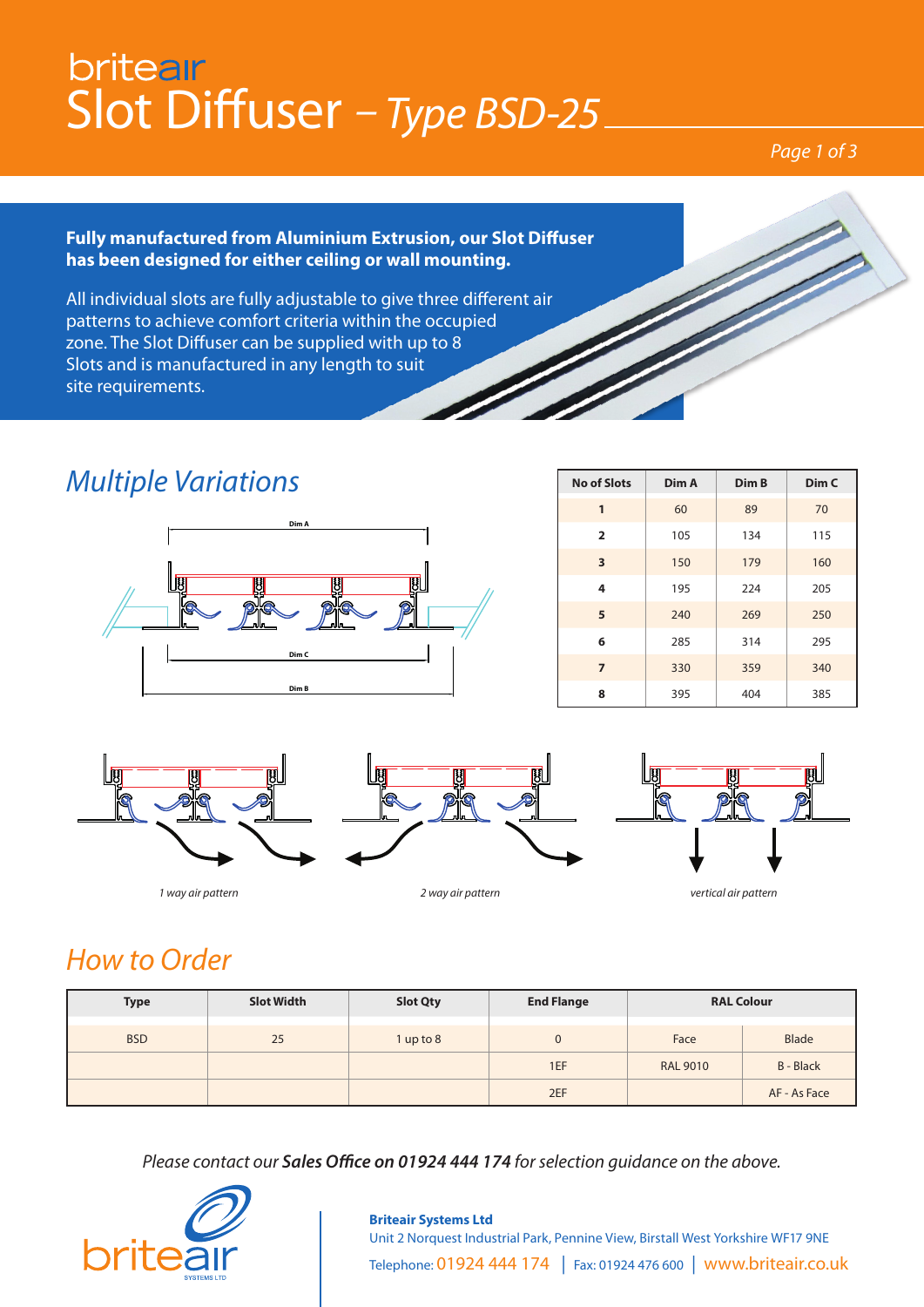# britair

# Slot Diffuser – *Type BSD-25*

**Fully manufactured from Aluminium Extrusion, our Slot Diffuser has been designed for either ceiling or wall mounting.**

All individual slots are fully adjustable to give three different air patterns to achieve comfort criteria within the occupied zone. The Slot Diffuser can be supplied with up to 8 Slots and is manufactured in any length to suit site requirements.

## *Multiple Variations*

| No of Slots | Dim A | Dim B | Dim C |
|---|---|---|---|
| 1 | 60 | 89 | 70 |
| 2 | 105 | 134 | 115 |
| 3 | 150 | 179 | 160 |
| 4 | 195 | 224 | 205 |
| 5 | 240 | 269 | 250 |
| 6 | 285 | 314 | 295 |
| 7 | 330 | 359 | 340 |
| 8 | 395 | 404 | 385 |

*1 way air pattern*

*2 way air pattern*

*vertical air pattern*

## *How to Order*

| Type | Slot Width | Slot Qty | End Flange | RAL Colour | |
|---|---|---|---|---|---|
| BSD | 25 | 1 up to 8 | 0 | Face | Blade |
| | | | 1EF | RAL 9010 | B - Black |
| | | | 2EF | | AF - As Face |

*Please contact our* ***Sales Office on 01924 444 174*** *for selection guidance on the above.*

**Briteair Systems Ltd**
Unit 2 Norquest Industrial Park, Pennine View, Birstall West Yorkshire WF17 9NE
Telephone: 01924 444 174 | Fax: 01924 476 600 | www.briteair.co.uk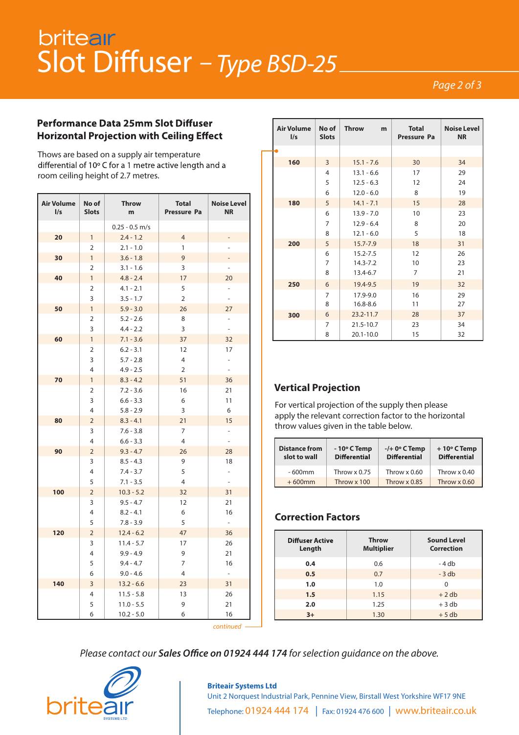# Slot Diffuser – *Type BSD-25*

## Performance Data 25mm Slot Diffuser Horizontal Projection with Ceiling Effect

Thows are based on a supply air temperature differential of 10° C for a 1 metre active length and a room ceiling height of 2.7 metres.

| Air Volume l/s | No of Slots | Throw m | Total Pressure Pa | Noise Level NR |
|---|---|---|---|---|
| | | 0.25 - 0.5 m/s | | |
| **20** | 1 | 2.4 - 1.2 | 4 | - |
| | 2 | 2.1 - 1.0 | 1 | - |
| **30** | 1 | 3.6 - 1.8 | 9 | - |
| | 2 | 3.1 - 1.6 | 3 | - |
| **40** | 1 | 4.8 - 2.4 | 17 | 20 |
| | 2 | 4.1 - 2.1 | 5 | - |
| | 3 | 3.5 - 1.7 | 2 | - |
| **50** | 1 | 5.9 - 3.0 | 26 | 27 |
| | 2 | 5.2 - 2.6 | 8 | - |
| | 3 | 4.4 - 2.2 | 3 | - |
| **60** | 1 | 7.1 - 3.6 | 37 | 32 |
| | 2 | 6.2 - 3.1 | 12 | 17 |
| | 3 | 5.7 - 2.8 | 4 | - |
| | 4 | 4.9 - 2.5 | 2 | - |
| **70** | 1 | 8.3 - 4.2 | 51 | 36 |
| | 2 | 7.2 - 3.6 | 16 | 21 |
| | 3 | 6.6 - 3.3 | 6 | 11 |
| | 4 | 5.8 - 2.9 | 3 | 6 |
| **80** | 2 | 8.3 - 4.1 | 21 | 15 |
| | 3 | 7.6 - 3.8 | 7 | - |
| | 4 | 6.6 - 3.3 | 4 | - |
| **90** | 2 | 9.3 - 4.7 | 26 | 28 |
| | 3 | 8.5 - 4.3 | 9 | 18 |
| | 4 | 7.4 - 3.7 | 5 | - |
| | 5 | 7.1 - 3.5 | 4 | - |
| **100** | 2 | 10.3 - 5.2 | 32 | 31 |
| | 3 | 9.5 - 4.7 | 12 | 21 |
| | 4 | 8.2 - 4.1 | 6 | 16 |
| | 5 | 7.8 - 3.9 | 5 | - |
| **120** | 2 | 12.4 - 6.2 | 47 | 36 |
| | 3 | 11.4 - 5.7 | 17 | 26 |
| | 4 | 9.9 - 4.9 | 9 | 21 |
| | 5 | 9.4 - 4.7 | 7 | 16 |
| | 6 | 9.0 - 4.6 | 4 | - |
| **140** | 3 | 13.2 - 6.6 | 23 | 31 |
| | 4 | 11.5 - 5.8 | 13 | 26 |
| | 5 | 11.0 - 5.5 | 9 | 21 |
| | 6 | 10.2 - 5.0 | 6 | 16 |
| **160** | 3 | 15.1 - 7.6 | 30 | 34 |
| | 4 | 13.1 - 6.6 | 17 | 29 |
| | 5 | 12.5 - 6.3 | 12 | 24 |
| | 6 | 12.0 - 6.0 | 8 | 19 |
| **180** | 5 | 14.1 - 7.1 | 15 | 28 |
| | 6 | 13.9 - 7.0 | 10 | 23 |
| | 7 | 12.9 - 6.4 | 8 | 20 |
| | 8 | 12.1 - 6.0 | 5 | 18 |
| **200** | 5 | 15.7-7.9 | 18 | 31 |
| | 6 | 15.2-7.5 | 12 | 26 |
| | 7 | 14.3-7.2 | 10 | 23 |
| | 8 | 13.4-6.7 | 7 | 21 |
| **250** | 6 | 19.4-9.5 | 19 | 32 |
| | 7 | 17.9-9.0 | 16 | 29 |
| | 8 | 16.8-8.6 | 11 | 27 |
| **300** | 6 | 23.2-11.7 | 28 | 37 |
| | 7 | 21.5-10.7 | 23 | 34 |
| | 8 | 20.1-10.0 | 15 | 32 |

## Vertical Projection

For vertical projection of the supply then please apply the relevant correction factor to the horizontal throw values given in the table below.

| Distance from slot to wall | - 10° C Temp Differential | -/+ 0° C Temp Differential | + 10° C Temp Differential |
|---|---|---|---|
| - 600mm | Throw x 0.75 | Throw x 0.60 | Throw x 0.40 |
| + 600mm | Throw x 100 | Throw x 0.85 | Throw x 0.60 |

## Correction Factors

| Diffuser Active Length | Throw Multiplier | Sound Level Correction |
|---|---|---|
| **0.4** | 0.6 | - 4 db |
| **0.5** | 0.7 | - 3 db |
| **1.0** | 1.0 | 0 |
| **1.5** | 1.15 | + 2 db |
| **2.0** | 1.25 | + 3 db |
| **3+** | 1.30 | + 5 db |

*Please contact our **Sales Office on 01924 444 174** for selection guidance on the above.*

**Briteair Systems Ltd**
Unit 2 Norquest Industrial Park, Pennine View, Birstall West Yorkshire WF17 9NE
Telephone: 01924 444 174 | Fax: 01924 476 600 | www.briteair.co.uk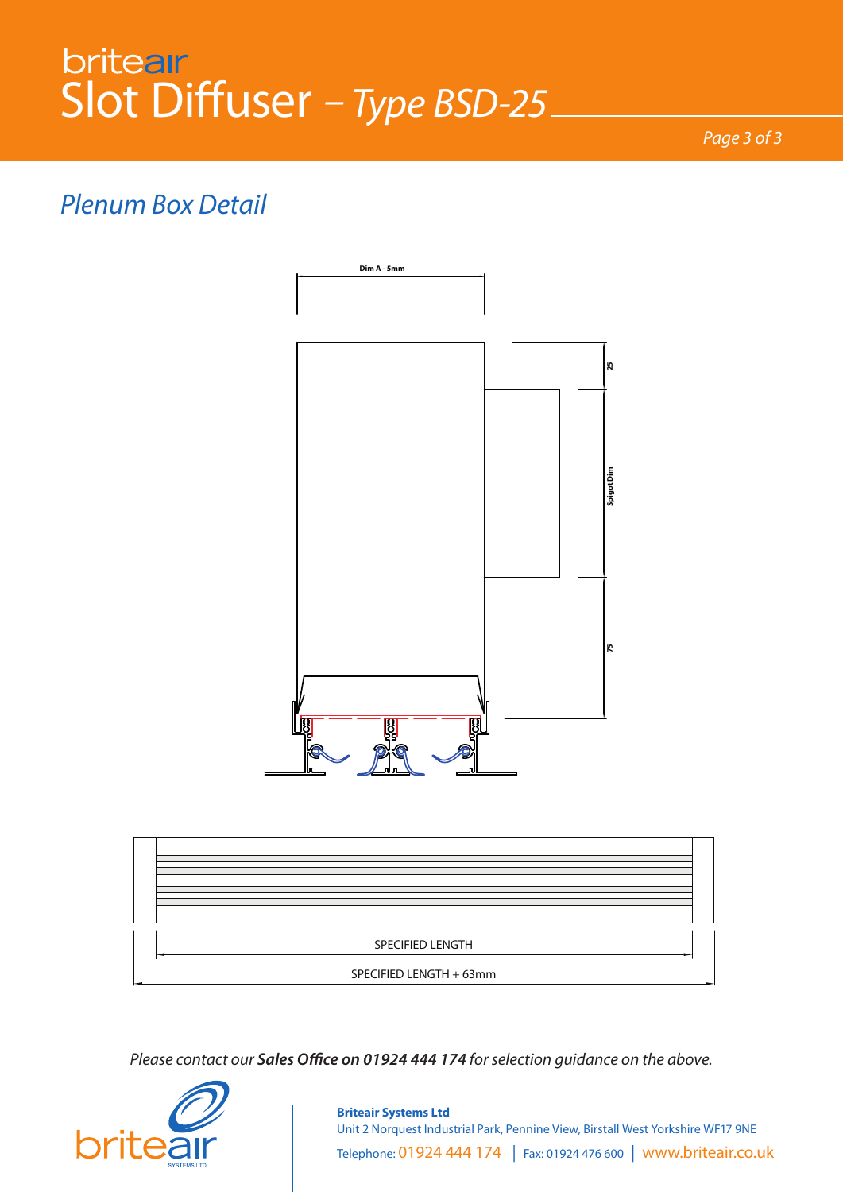## Plenum Box Detail

Dim A - 5mm

25

Spigot Dim

75

SPECIFIED LENGTH

SPECIFIED LENGTH + 63mm

*Please contact our **Sales Office on 01924 444 174** for selection guidance on the above.*

**Briteair Systems Ltd**
Unit 2 Norquest Industrial Park, Pennine View, Birstall West Yorkshire WF17 9NE
Telephone: 01924 444 174 | Fax: 01924 476 600 | www.briteair.co.uk